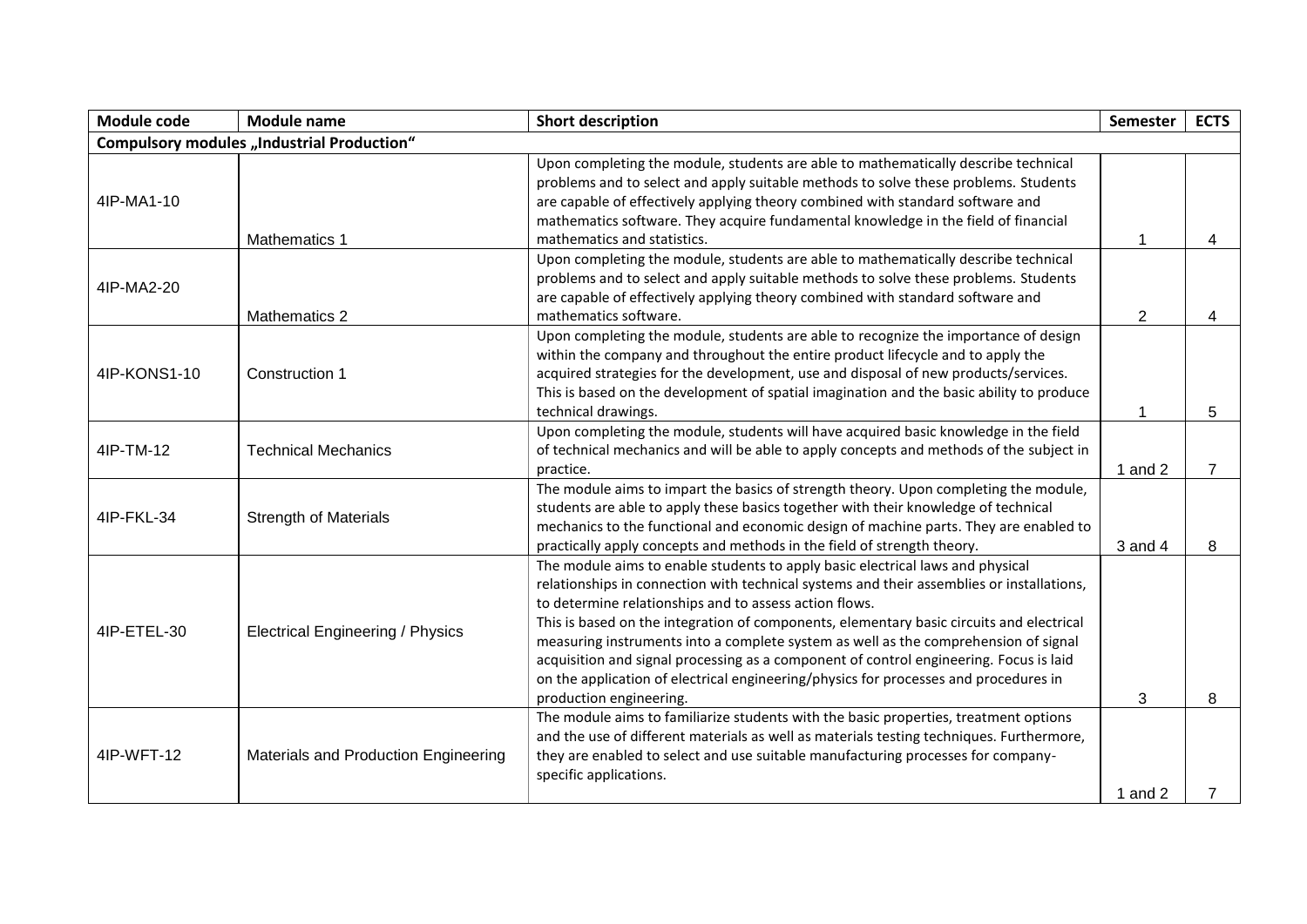| Module code | Module name | Short description | Semester | ECTS |
|---|---|---|---|---|
| **Compulsory modules „Industrial Production“** | | | | |
| 4IP-MA1-10 | Mathematics 1 | Upon completing the module, students are able to mathematically describe technical problems and to select and apply suitable methods to solve these problems. Students are capable of effectively applying theory combined with standard software and mathematics software. They acquire fundamental knowledge in the field of financial mathematics and statistics. | 1 | 4 |
| 4IP-MA2-20 | Mathematics 2 | Upon completing the module, students are able to mathematically describe technical problems and to select and apply suitable methods to solve these problems. Students are capable of effectively applying theory combined with standard software and mathematics software. | 2 | 4 |
| 4IP-KONS1-10 | Construction 1 | Upon completing the module, students are able to recognize the importance of design within the company and throughout the entire product lifecycle and to apply the acquired strategies for the development, use and disposal of new products/services. This is based on the development of spatial imagination and the basic ability to produce technical drawings. | 1 | 5 |
| 4IP-TM-12 | Technical Mechanics | Upon completing the module, students will have acquired basic knowledge in the field of technical mechanics and will be able to apply concepts and methods of the subject in practice. | 1 and 2 | 7 |
| 4IP-FKL-34 | Strength of Materials | The module aims to impart the basics of strength theory. Upon completing the module, students are able to apply these basics together with their knowledge of technical mechanics to the functional and economic design of machine parts. They are enabled to practically apply concepts and methods in the field of strength theory. | 3 and 4 | 8 |
| 4IP-ETEL-30 | Electrical Engineering / Physics | The module aims to enable students to apply basic electrical laws and physical relationships in connection with technical systems and their assemblies or installations, to determine relationships and to assess action flows. This is based on the integration of components, elementary basic circuits and electrical measuring instruments into a complete system as well as the comprehension of signal acquisition and signal processing as a component of control engineering. Focus is laid on the application of electrical engineering/physics for processes and procedures in production engineering. | 3 | 8 |
| 4IP-WFT-12 | Materials and Production Engineering | The module aims to familiarize students with the basic properties, treatment options and the use of different materials as well as materials testing techniques. Furthermore, they are enabled to select and use suitable manufacturing processes for company-specific applications. | 1 and 2 | 7 |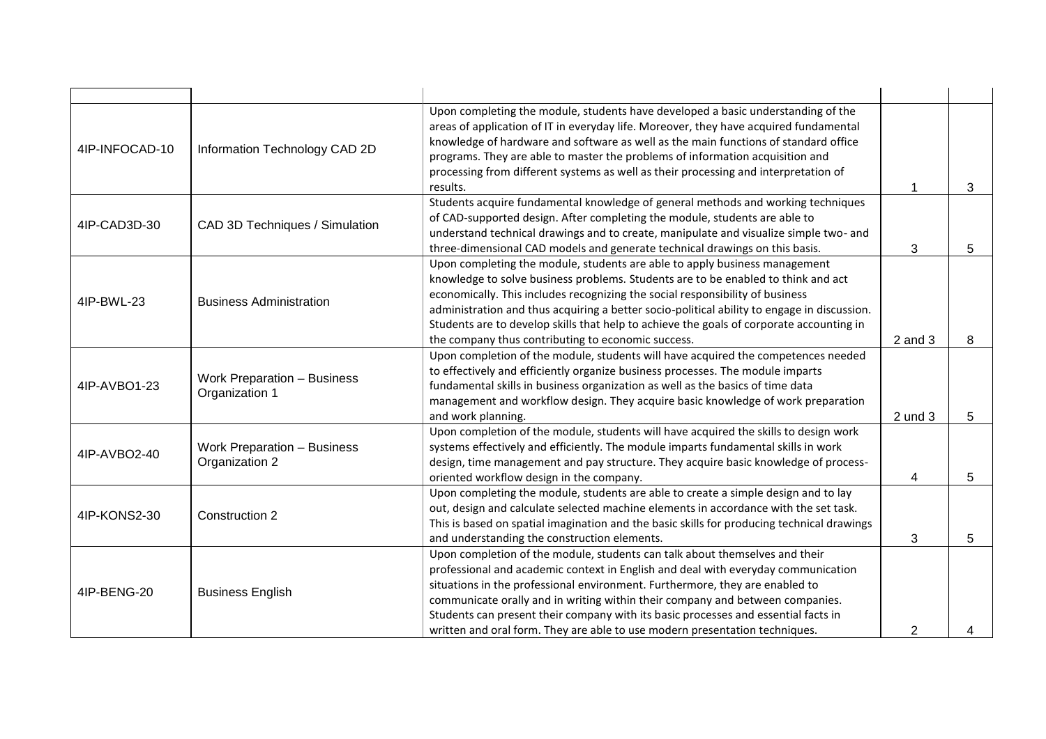| | | | | |
|---|---|---|---|---|
| 4IP-INFOCAD-10 | Information Technology CAD 2D | Upon completing the module, students have developed a basic understanding of the areas of application of IT in everyday life. Moreover, they have acquired fundamental knowledge of hardware and software as well as the main functions of standard office programs. They are able to master the problems of information acquisition and processing from different systems as well as their processing and interpretation of results. | 1 | 3 |
| 4IP-CAD3D-30 | CAD 3D Techniques / Simulation | Students acquire fundamental knowledge of general methods and working techniques of CAD-supported design. After completing the module, students are able to understand technical drawings and to create, manipulate and visualize simple two- and three-dimensional CAD models and generate technical drawings on this basis. | 3 | 5 |
| 4IP-BWL-23 | Business Administration | Upon completing the module, students are able to apply business management knowledge to solve business problems. Students are to be enabled to think and act economically. This includes recognizing the social responsibility of business administration and thus acquiring a better socio-political ability to engage in discussion. Students are to develop skills that help to achieve the goals of corporate accounting in the company thus contributing to economic success. | 2 and 3 | 8 |
| 4IP-AVBO1-23 | Work Preparation – Business Organization 1 | Upon completion of the module, students will have acquired the competences needed to effectively and efficiently organize business processes. The module imparts fundamental skills in business organization as well as the basics of time data management and workflow design. They acquire basic knowledge of work preparation and work planning. | 2 und 3 | 5 |
| 4IP-AVBO2-40 | Work Preparation – Business Organization 2 | Upon completion of the module, students will have acquired the skills to design work systems effectively and efficiently. The module imparts fundamental skills in work design, time management and pay structure. They acquire basic knowledge of process-oriented workflow design in the company. | 4 | 5 |
| 4IP-KONS2-30 | Construction 2 | Upon completing the module, students are able to create a simple design and to lay out, design and calculate selected machine elements in accordance with the set task. This is based on spatial imagination and the basic skills for producing technical drawings and understanding the construction elements. | 3 | 5 |
| 4IP-BENG-20 | Business English | Upon completion of the module, students can talk about themselves and their professional and academic context in English and deal with everyday communication situations in the professional environment. Furthermore, they are enabled to communicate orally and in writing within their company and between companies. Students can present their company with its basic processes and essential facts in written and oral form. They are able to use modern presentation techniques. | 2 | 4 |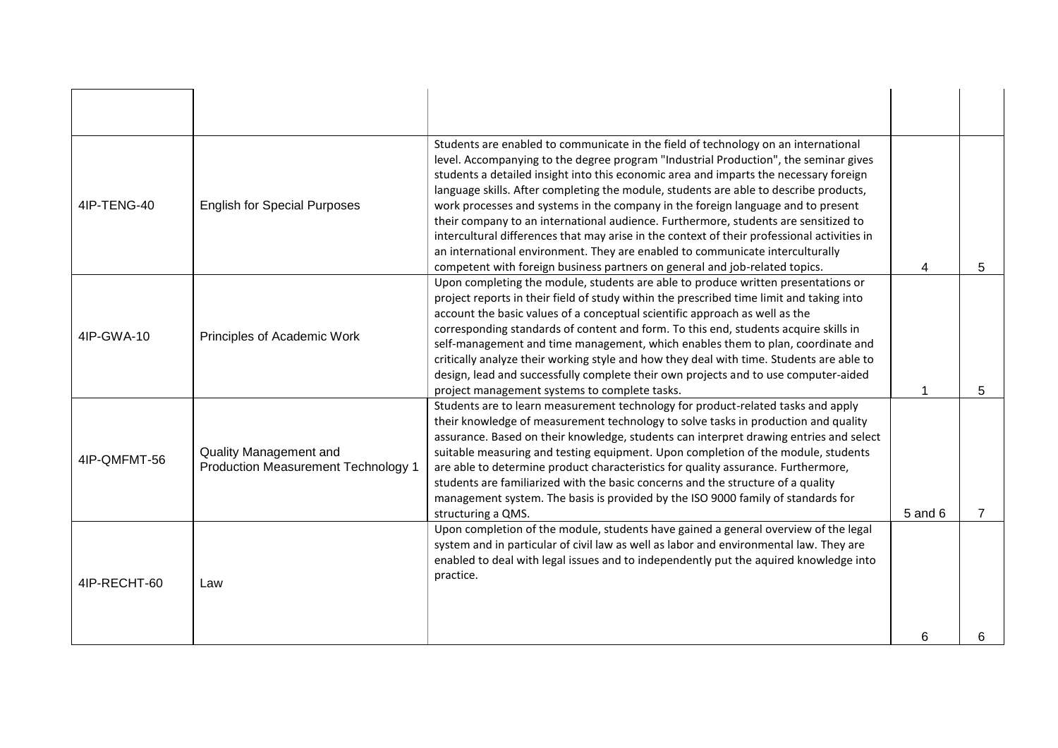| | | | | |
|---|---|---|---|---|
| 4IP-TENG-40 | English for Special Purposes | Students are enabled to communicate in the field of technology on an international level. Accompanying to the degree program "Industrial Production", the seminar gives students a detailed insight into this economic area and imparts the necessary foreign language skills. After completing the module, students are able to describe products, work processes and systems in the company in the foreign language and to present their company to an international audience. Furthermore, students are sensitized to intercultural differences that may arise in the context of their professional activities in an international environment. They are enabled to communicate interculturally competent with foreign business partners on general and job-related topics. | 4 | 5 |
| 4IP-GWA-10 | Principles of Academic Work | Upon completing the module, students are able to produce written presentations or project reports in their field of study within the prescribed time limit and taking into account the basic values of a conceptual scientific approach as well as the corresponding standards of content and form. To this end, students acquire skills in self-management and time management, which enables them to plan, coordinate and critically analyze their working style and how they deal with time. Students are able to design, lead and successfully complete their own projects and to use computer-aided project management systems to complete tasks. | 1 | 5 |
| 4IP-QMFMT-56 | Quality Management and Production Measurement Technology 1 | Students are to learn measurement technology for product-related tasks and apply their knowledge of measurement technology to solve tasks in production and quality assurance. Based on their knowledge, students can interpret drawing entries and select suitable measuring and testing equipment. Upon completion of the module, students are able to determine product characteristics for quality assurance. Furthermore, students are familiarized with the basic concerns and the structure of a quality management system. The basis is provided by the ISO 9000 family of standards for structuring a QMS. | 5 and 6 | 7 |
| 4IP-RECHT-60 | Law | Upon completion of the module, students have gained a general overview of the legal system and in particular of civil law as well as labor and environmental law. They are enabled to deal with legal issues and to independently put the aquired knowledge into practice. | 6 | 6 |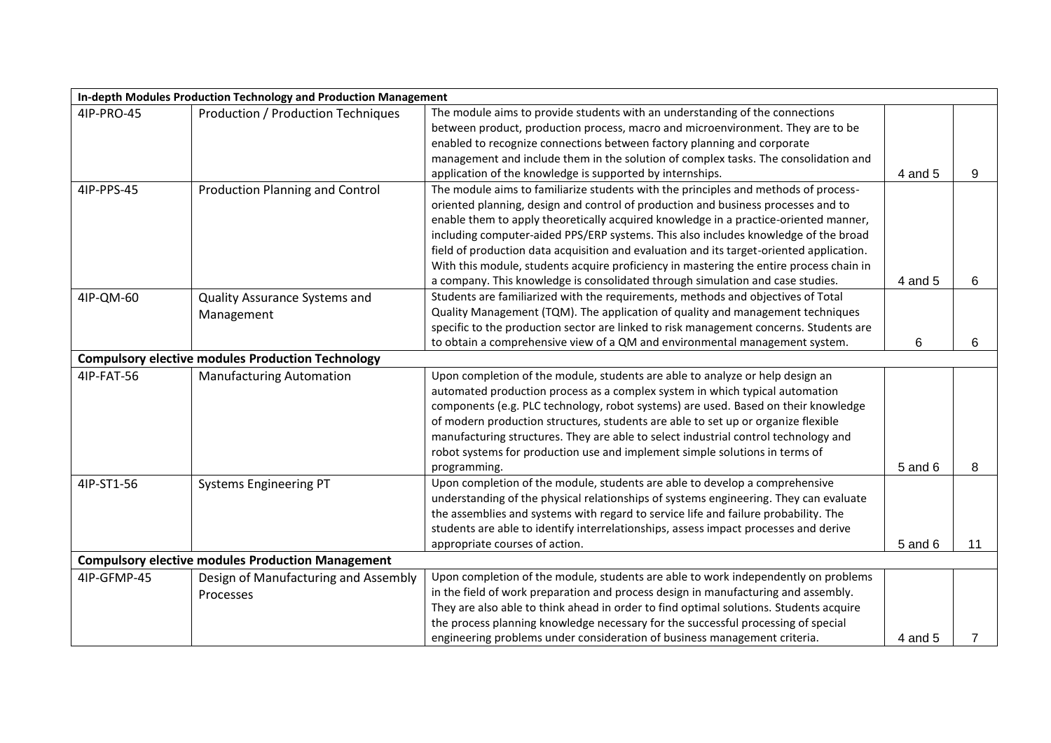| In-depth Modules Production Technology and Production Management | | | | |
|---|---|---|---|---|
| 4IP-PRO-45 | Production / Production Techniques | The module aims to provide students with an understanding of the connections between product, production process, macro and microenvironment. They are to be enabled to recognize connections between factory planning and corporate management and include them in the solution of complex tasks. The consolidation and application of the knowledge is supported by internships. | 4 and 5 | 9 |
| 4IP-PPS-45 | Production Planning and Control | The module aims to familiarize students with the principles and methods of process-oriented planning, design and control of production and business processes and to enable them to apply theoretically acquired knowledge in a practice-oriented manner, including computer-aided PPS/ERP systems. This also includes knowledge of the broad field of production data acquisition and evaluation and its target-oriented application. With this module, students acquire proficiency in mastering the entire process chain in a company. This knowledge is consolidated through simulation and case studies. | 4 and 5 | 6 |
| 4IP-QM-60 | Quality Assurance Systems and Management | Students are familiarized with the requirements, methods and objectives of Total Quality Management (TQM). The application of quality and management techniques specific to the production sector are linked to risk management concerns. Students are to obtain a comprehensive view of a QM and environmental management system. | 6 | 6 |
| **Compulsory elective modules Production Technology** | | | | |
| 4IP-FAT-56 | Manufacturing Automation | Upon completion of the module, students are able to analyze or help design an automated production process as a complex system in which typical automation components (e.g. PLC technology, robot systems) are used. Based on their knowledge of modern production structures, students are able to set up or organize flexible manufacturing structures. They are able to select industrial control technology and robot systems for production use and implement simple solutions in terms of programming. | 5 and 6 | 8 |
| 4IP-ST1-56 | Systems Engineering PT | Upon completion of the module, students are able to develop a comprehensive understanding of the physical relationships of systems engineering. They can evaluate the assemblies and systems with regard to service life and failure probability. The students are able to identify interrelationships, assess impact processes and derive appropriate courses of action. | 5 and 6 | 11 |
| **Compulsory elective modules Production Management** | | | | |
| 4IP-GFMP-45 | Design of Manufacturing and Assembly Processes | Upon completion of the module, students are able to work independently on problems in the field of work preparation and process design in manufacturing and assembly. They are also able to think ahead in order to find optimal solutions. Students acquire the process planning knowledge necessary for the successful processing of special engineering problems under consideration of business management criteria. | 4 and 5 | 7 |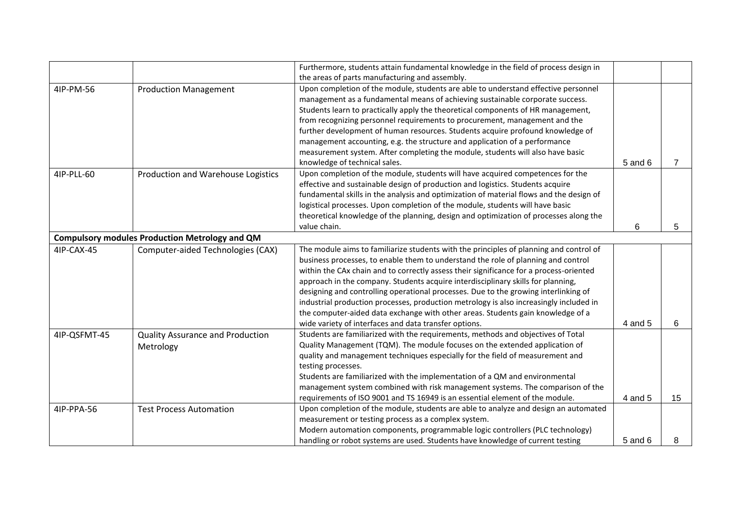| | | | | |
|---|---|---|---|---|
| | | Furthermore, students attain fundamental knowledge in the field of process design in the areas of parts manufacturing and assembly. | | |
| 4IP-PM-56 | Production Management | Upon completion of the module, students are able to understand effective personnel management as a fundamental means of achieving sustainable corporate success. Students learn to practically apply the theoretical components of HR management, from recognizing personnel requirements to procurement, management and the further development of human resources. Students acquire profound knowledge of management accounting, e.g. the structure and application of a performance measurement system. After completing the module, students will also have basic knowledge of technical sales. | 5 and 6 | 7 |
| 4IP-PLL-60 | Production and Warehouse Logistics | Upon completion of the module, students will have acquired competences for the effective and sustainable design of production and logistics. Students acquire fundamental skills in the analysis and optimization of material flows and the design of logistical processes. Upon completion of the module, students will have basic theoretical knowledge of the planning, design and optimization of processes along the value chain. | 6 | 5 |
| **Compulsory modules Production Metrology and QM** | | | | |
| 4IP-CAX-45 | Computer-aided Technologies (CAX) | The module aims to familiarize students with the principles of planning and control of business processes, to enable them to understand the role of planning and control within the CAx chain and to correctly assess their significance for a process-oriented approach in the company. Students acquire interdisciplinary skills for planning, designing and controlling operational processes. Due to the growing interlinking of industrial production processes, production metrology is also increasingly included in the computer-aided data exchange with other areas. Students gain knowledge of a wide variety of interfaces and data transfer options. | 4 and 5 | 6 |
| 4IP-QSFMT-45 | Quality Assurance and Production Metrology | Students are familiarized with the requirements, methods and objectives of Total Quality Management (TQM). The module focuses on the extended application of quality and management techniques especially for the field of measurement and testing processes.<br>Students are familiarized with the implementation of a QM and environmental management system combined with risk management systems. The comparison of the requirements of ISO 9001 and TS 16949 is an essential element of the module. | 4 and 5 | 15 |
| 4IP-PPA-56 | Test Process Automation | Upon completion of the module, students are able to analyze and design an automated measurement or testing process as a complex system.<br>Modern automation components, programmable logic controllers (PLC technology) handling or robot systems are used. Students have knowledge of current testing | 5 and 6 | 8 |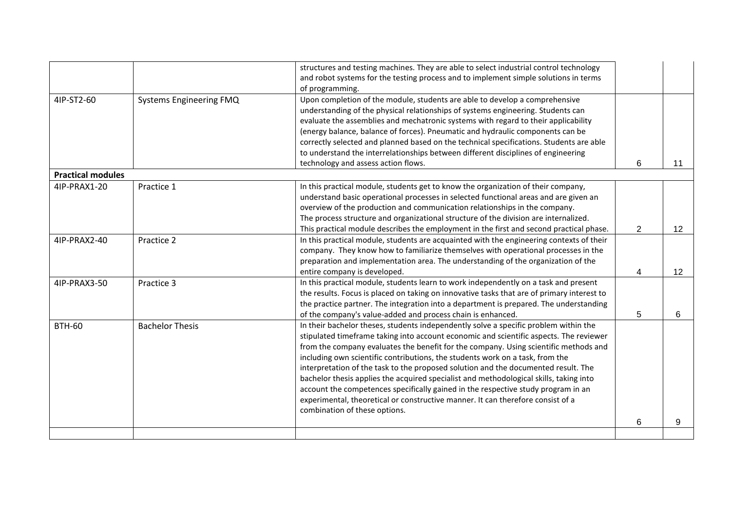| | | | | |
|---|---|---|---|---|
| | | structures and testing machines. They are able to select industrial control technology and robot systems for the testing process and to implement simple solutions in terms of programming. | | |
| 4IP-ST2-60 | Systems Engineering FMQ | Upon completion of the module, students are able to develop a comprehensive understanding of the physical relationships of systems engineering. Students can evaluate the assemblies and mechatronic systems with regard to their applicability (energy balance, balance of forces). Pneumatic and hydraulic components can be correctly selected and planned based on the technical specifications. Students are able to understand the interrelationships between different disciplines of engineering technology and assess action flows. | 6 | 11 |
| **Practical modules** | | | | |
| 4IP-PRAX1-20 | Practice 1 | In this practical module, students get to know the organization of their company, understand basic operational processes in selected functional areas and are given an overview of the production and communication relationships in the company. The process structure and organizational structure of the division are internalized. This practical module describes the employment in the first and second practical phase. | 2 | 12 |
| 4IP-PRAX2-40 | Practice 2 | In this practical module, students are acquainted with the engineering contexts of their company. They know how to familiarize themselves with operational processes in the preparation and implementation area. The understanding of the organization of the entire company is developed. | 4 | 12 |
| 4IP-PRAX3-50 | Practice 3 | In this practical module, students learn to work independently on a task and present the results. Focus is placed on taking on innovative tasks that are of primary interest to the practice partner. The integration into a department is prepared. The understanding of the company's value-added and process chain is enhanced. | 5 | 6 |
| BTH-60 | Bachelor Thesis | In their bachelor theses, students independently solve a specific problem within the stipulated timeframe taking into account economic and scientific aspects. The reviewer from the company evaluates the benefit for the company. Using scientific methods and including own scientific contributions, the students work on a task, from the interpretation of the task to the proposed solution and the documented result. The bachelor thesis applies the acquired specialist and methodological skills, taking into account the competences specifically gained in the respective study program in an experimental, theoretical or constructive manner. It can therefore consist of a combination of these options. | 6 | 9 |
| | | | | |